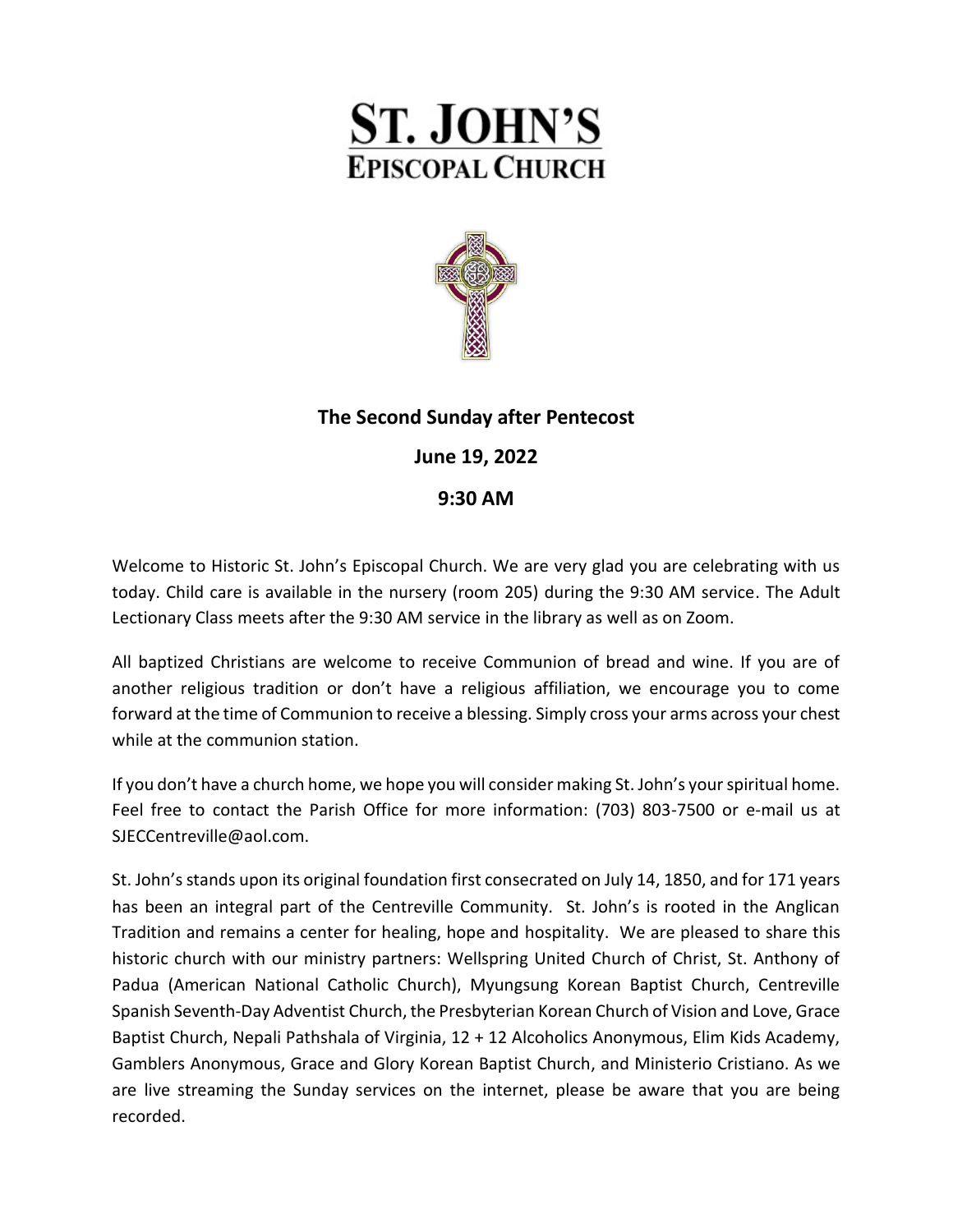# ST. JOHN'S
## EPISCOPAL CHURCH

**The Second Sunday after Pentecost**

**June 19, 2022**

**9:30 AM**

Welcome to Historic St. John's Episcopal Church. We are very glad you are celebrating with us today. Child care is available in the nursery (room 205) during the 9:30 AM service. The Adult Lectionary Class meets after the 9:30 AM service in the library as well as on Zoom.

All baptized Christians are welcome to receive Communion of bread and wine. If you are of another religious tradition or don't have a religious affiliation, we encourage you to come forward at the time of Communion to receive a blessing. Simply cross your arms across your chest while at the communion station.

If you don't have a church home, we hope you will consider making St. John's your spiritual home. Feel free to contact the Parish Office for more information: (703) 803-7500 or e-mail us at SJECCentreville@aol.com.

St. John's stands upon its original foundation first consecrated on July 14, 1850, and for 171 years has been an integral part of the Centreville Community. St. John's is rooted in the Anglican Tradition and remains a center for healing, hope and hospitality. We are pleased to share this historic church with our ministry partners: Wellspring United Church of Christ, St. Anthony of Padua (American National Catholic Church), Myungsung Korean Baptist Church, Centreville Spanish Seventh-Day Adventist Church, the Presbyterian Korean Church of Vision and Love, Grace Baptist Church, Nepali Pathshala of Virginia, 12 + 12 Alcoholics Anonymous, Elim Kids Academy, Gamblers Anonymous, Grace and Glory Korean Baptist Church, and Ministerio Cristiano. As we are live streaming the Sunday services on the internet, please be aware that you are being recorded.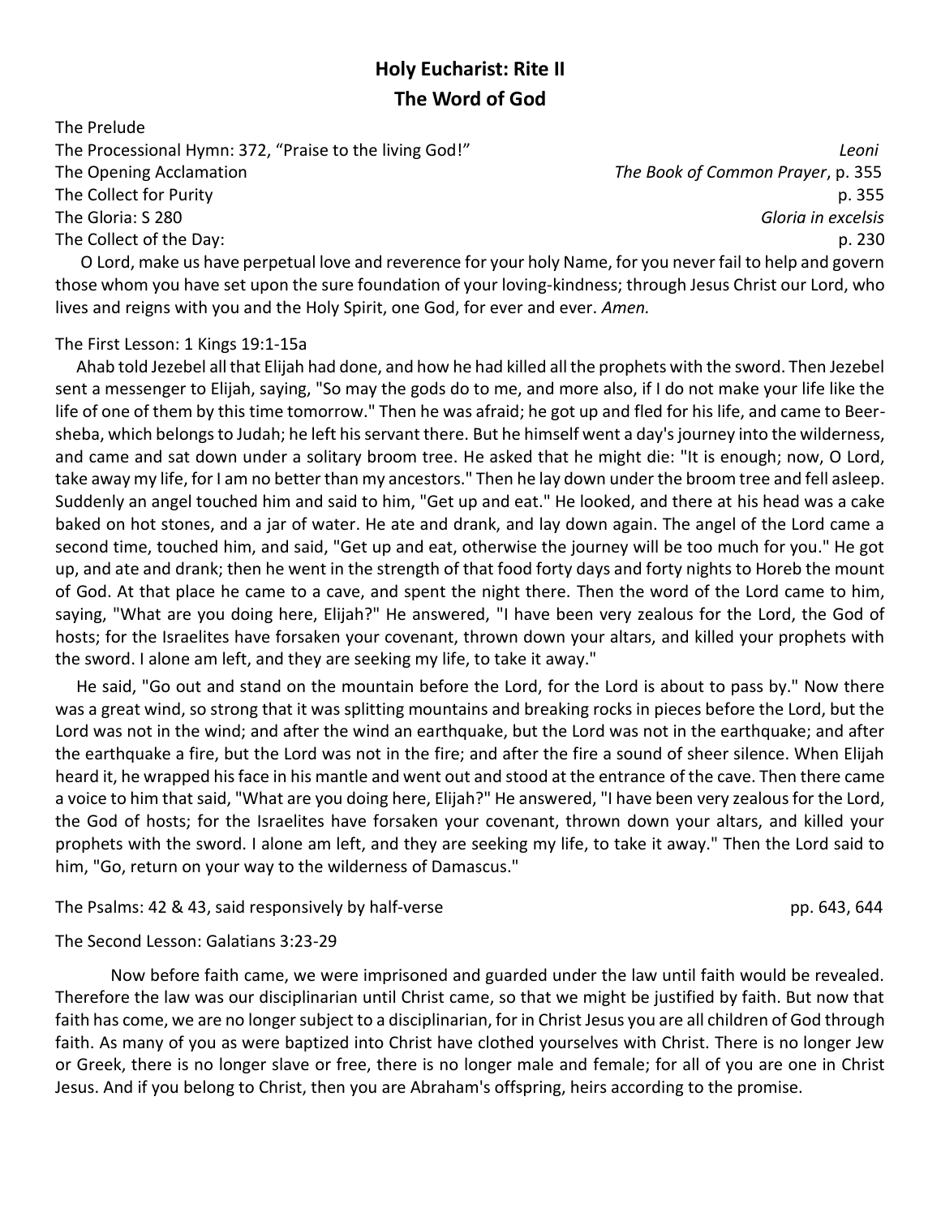## Holy Eucharist: Rite II
## The Word of God

The Prelude

The Processional Hymn: 372, "Praise to the living God!" *Leoni*

The Opening Acclamation *The Book of Common Prayer*, p. 355

The Collect for Purity p. 355

The Gloria: S 280 *Gloria in excelsis*

The Collect of the Day: p. 230

O Lord, make us have perpetual love and reverence for your holy Name, for you never fail to help and govern those whom you have set upon the sure foundation of your loving-kindness; through Jesus Christ our Lord, who lives and reigns with you and the Holy Spirit, one God, for ever and ever. *Amen.*

The First Lesson: 1 Kings 19:1-15a

Ahab told Jezebel all that Elijah had done, and how he had killed all the prophets with the sword. Then Jezebel sent a messenger to Elijah, saying, "So may the gods do to me, and more also, if I do not make your life like the life of one of them by this time tomorrow." Then he was afraid; he got up and fled for his life, and came to Beer-sheba, which belongs to Judah; he left his servant there. But he himself went a day's journey into the wilderness, and came and sat down under a solitary broom tree. He asked that he might die: "It is enough; now, O Lord, take away my life, for I am no better than my ancestors." Then he lay down under the broom tree and fell asleep. Suddenly an angel touched him and said to him, "Get up and eat." He looked, and there at his head was a cake baked on hot stones, and a jar of water. He ate and drank, and lay down again. The angel of the Lord came a second time, touched him, and said, "Get up and eat, otherwise the journey will be too much for you." He got up, and ate and drank; then he went in the strength of that food forty days and forty nights to Horeb the mount of God. At that place he came to a cave, and spent the night there. Then the word of the Lord came to him, saying, "What are you doing here, Elijah?" He answered, "I have been very zealous for the Lord, the God of hosts; for the Israelites have forsaken your covenant, thrown down your altars, and killed your prophets with the sword. I alone am left, and they are seeking my life, to take it away."

He said, "Go out and stand on the mountain before the Lord, for the Lord is about to pass by." Now there was a great wind, so strong that it was splitting mountains and breaking rocks in pieces before the Lord, but the Lord was not in the wind; and after the wind an earthquake, but the Lord was not in the earthquake; and after the earthquake a fire, but the Lord was not in the fire; and after the fire a sound of sheer silence. When Elijah heard it, he wrapped his face in his mantle and went out and stood at the entrance of the cave. Then there came a voice to him that said, "What are you doing here, Elijah?" He answered, "I have been very zealous for the Lord, the God of hosts; for the Israelites have forsaken your covenant, thrown down your altars, and killed your prophets with the sword. I alone am left, and they are seeking my life, to take it away." Then the Lord said to him, "Go, return on your way to the wilderness of Damascus."

The Psalms: 42 & 43, said responsively by half-verse pp. 643, 644

The Second Lesson: Galatians 3:23-29

Now before faith came, we were imprisoned and guarded under the law until faith would be revealed. Therefore the law was our disciplinarian until Christ came, so that we might be justified by faith. But now that faith has come, we are no longer subject to a disciplinarian, for in Christ Jesus you are all children of God through faith. As many of you as were baptized into Christ have clothed yourselves with Christ. There is no longer Jew or Greek, there is no longer slave or free, there is no longer male and female; for all of you are one in Christ Jesus. And if you belong to Christ, then you are Abraham's offspring, heirs according to the promise.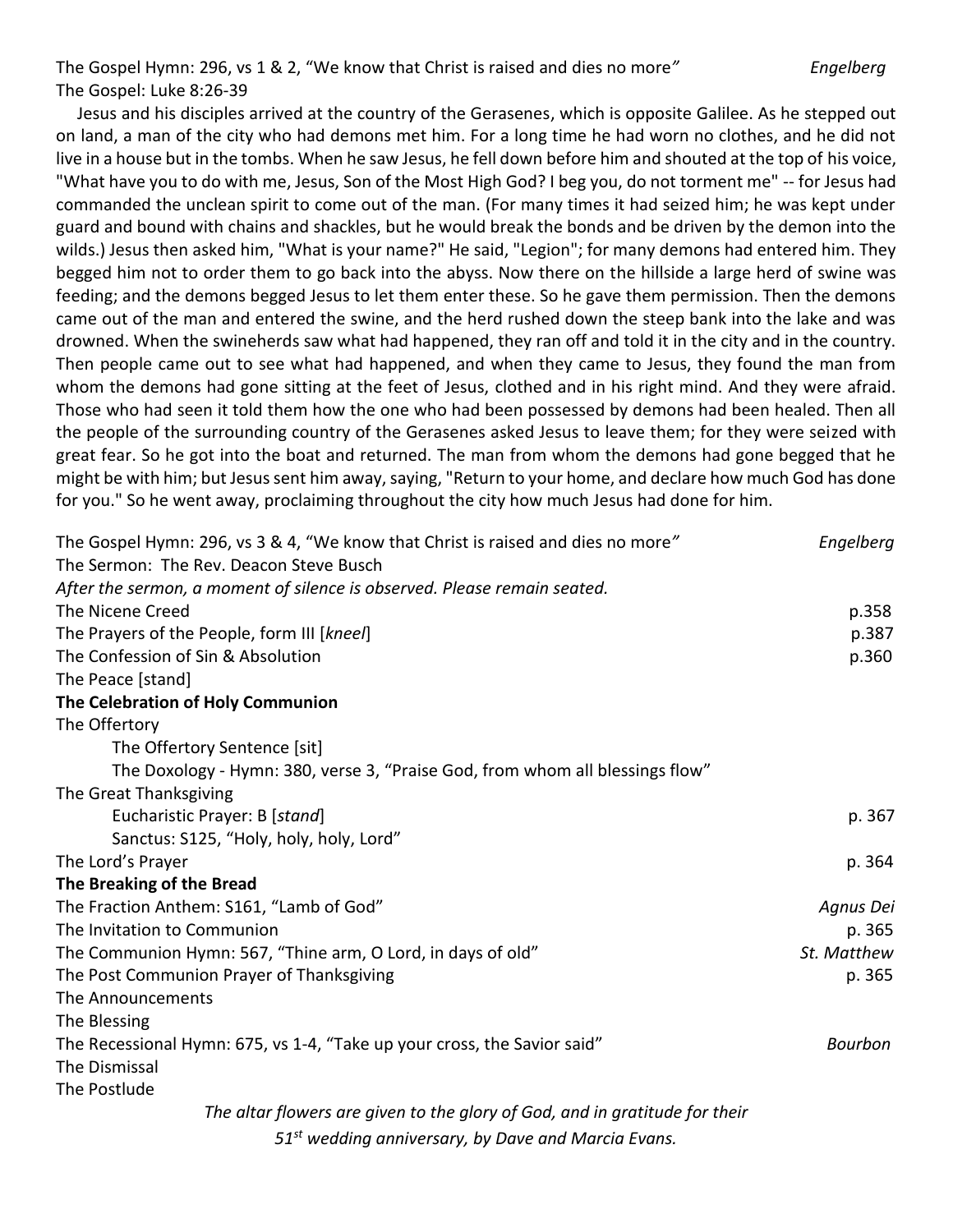The Gospel Hymn: 296, vs 1 & 2, "We know that Christ is raised and dies no more" *Engelberg*
The Gospel: Luke 8:26-39

Jesus and his disciples arrived at the country of the Gerasenes, which is opposite Galilee. As he stepped out on land, a man of the city who had demons met him. For a long time he had worn no clothes, and he did not live in a house but in the tombs. When he saw Jesus, he fell down before him and shouted at the top of his voice, "What have you to do with me, Jesus, Son of the Most High God? I beg you, do not torment me" -- for Jesus had commanded the unclean spirit to come out of the man. (For many times it had seized him; he was kept under guard and bound with chains and shackles, but he would break the bonds and be driven by the demon into the wilds.) Jesus then asked him, "What is your name?" He said, "Legion"; for many demons had entered him. They begged him not to order them to go back into the abyss. Now there on the hillside a large herd of swine was feeding; and the demons begged Jesus to let them enter these. So he gave them permission. Then the demons came out of the man and entered the swine, and the herd rushed down the steep bank into the lake and was drowned. When the swineherds saw what had happened, they ran off and told it in the city and in the country. Then people came out to see what had happened, and when they came to Jesus, they found the man from whom the demons had gone sitting at the feet of Jesus, clothed and in his right mind. And they were afraid. Those who had seen it told them how the one who had been possessed by demons had been healed. Then all the people of the surrounding country of the Gerasenes asked Jesus to leave them; for they were seized with great fear. So he got into the boat and returned. The man from whom the demons had gone begged that he might be with him; but Jesus sent him away, saying, "Return to your home, and declare how much God has done for you." So he went away, proclaiming throughout the city how much Jesus had done for him.

The Gospel Hymn: 296, vs 3 & 4, "We know that Christ is raised and dies no more" *Engelberg*
The Sermon: The Rev. Deacon Steve Busch
*After the sermon, a moment of silence is observed. Please remain seated.*
The Nicene Creed p.358
The Prayers of the People, form III [*kneel*] p.387
The Confession of Sin & Absolution p.360
The Peace [stand]

**The Celebration of Holy Communion**

The Offertory
- The Offertory Sentence [sit]
- The Doxology - Hymn: 380, verse 3, "Praise God, from whom all blessings flow"

The Great Thanksgiving
- Eucharistic Prayer: B [*stand*] p. 367
- Sanctus: S125, "Holy, holy, holy, Lord"

The Lord's Prayer p. 364

**The Breaking of the Bread**

The Fraction Anthem: S161, "Lamb of God" *Agnus Dei*
The Invitation to Communion p. 365
The Communion Hymn: 567, "Thine arm, O Lord, in days of old" *St. Matthew*
The Post Communion Prayer of Thanksgiving p. 365
The Announcements
The Blessing
The Recessional Hymn: 675, vs 1-4, "Take up your cross, the Savior said" *Bourbon*
The Dismissal
The Postlude

*The altar flowers are given to the glory of God, and in gratitude for their 51st wedding anniversary, by Dave and Marcia Evans.*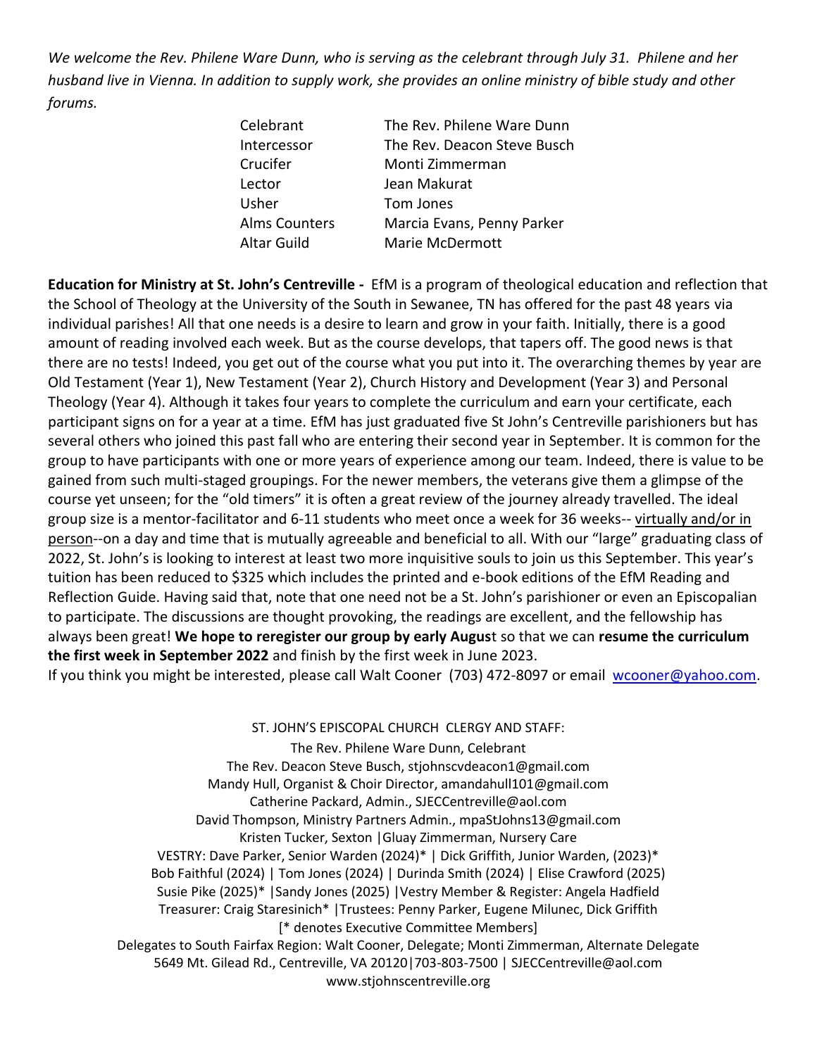*We welcome the Rev. Philene Ware Dunn, who is serving as the celebrant through July 31. Philene and her husband live in Vienna. In addition to supply work, she provides an online ministry of bible study and other forums.*

| | |
|---|---|
| Celebrant | The Rev. Philene Ware Dunn |
| Intercessor | The Rev. Deacon Steve Busch |
| Crucifer | Monti Zimmerman |
| Lector | Jean Makurat |
| Usher | Tom Jones |
| Alms Counters | Marcia Evans, Penny Parker |
| Altar Guild | Marie McDermott |

**Education for Ministry at St. John's Centreville -** EfM is a program of theological education and reflection that the School of Theology at the University of the South in Sewanee, TN has offered for the past 48 years via individual parishes! All that one needs is a desire to learn and grow in your faith. Initially, there is a good amount of reading involved each week. But as the course develops, that tapers off. The good news is that there are no tests! Indeed, you get out of the course what you put into it. The overarching themes by year are Old Testament (Year 1), New Testament (Year 2), Church History and Development (Year 3) and Personal Theology (Year 4). Although it takes four years to complete the curriculum and earn your certificate, each participant signs on for a year at a time. EfM has just graduated five St John's Centreville parishioners but has several others who joined this past fall who are entering their second year in September. It is common for the group to have participants with one or more years of experience among our team. Indeed, there is value to be gained from such multi-staged groupings. For the newer members, the veterans give them a glimpse of the course yet unseen; for the "old timers" it is often a great review of the journey already travelled. The ideal group size is a mentor-facilitator and 6-11 students who meet once a week for 36 weeks-- virtually and/or in person--on a day and time that is mutually agreeable and beneficial to all. With our "large" graduating class of 2022, St. John's is looking to interest at least two more inquisitive souls to join us this September. This year's tuition has been reduced to $325 which includes the printed and e-book editions of the EfM Reading and Reflection Guide. Having said that, note that one need not be a St. John's parishioner or even an Episcopalian to participate. The discussions are thought provoking, the readings are excellent, and the fellowship has always been great! **We hope to reregister our group by early August** so that we can **resume the curriculum the first week in September 2022** and finish by the first week in June 2023.
If you think you might be interested, please call Walt Cooner (703) 472-8097 or email wcooner@yahoo.com.

ST. JOHN'S EPISCOPAL CHURCH CLERGY AND STAFF:
The Rev. Philene Ware Dunn, Celebrant
The Rev. Deacon Steve Busch, stjohnscvdeacon1@gmail.com
Mandy Hull, Organist & Choir Director, amandahull101@gmail.com
Catherine Packard, Admin., SJECCentreville@aol.com
David Thompson, Ministry Partners Admin., mpaStJohns13@gmail.com
Kristen Tucker, Sexton |Gluay Zimmerman, Nursery Care
VESTRY: Dave Parker, Senior Warden (2024)* | Dick Griffith, Junior Warden, (2023)*
Bob Faithful (2024) | Tom Jones (2024) | Durinda Smith (2024) | Elise Crawford (2025)
Susie Pike (2025)* |Sandy Jones (2025) |Vestry Member & Register: Angela Hadfield
Treasurer: Craig Staresinich* |Trustees: Penny Parker, Eugene Milunec, Dick Griffith
[* denotes Executive Committee Members]
Delegates to South Fairfax Region: Walt Cooner, Delegate; Monti Zimmerman, Alternate Delegate
5649 Mt. Gilead Rd., Centreville, VA 20120|703-803-7500 | SJECCentreville@aol.com
www.stjohnscentreville.org